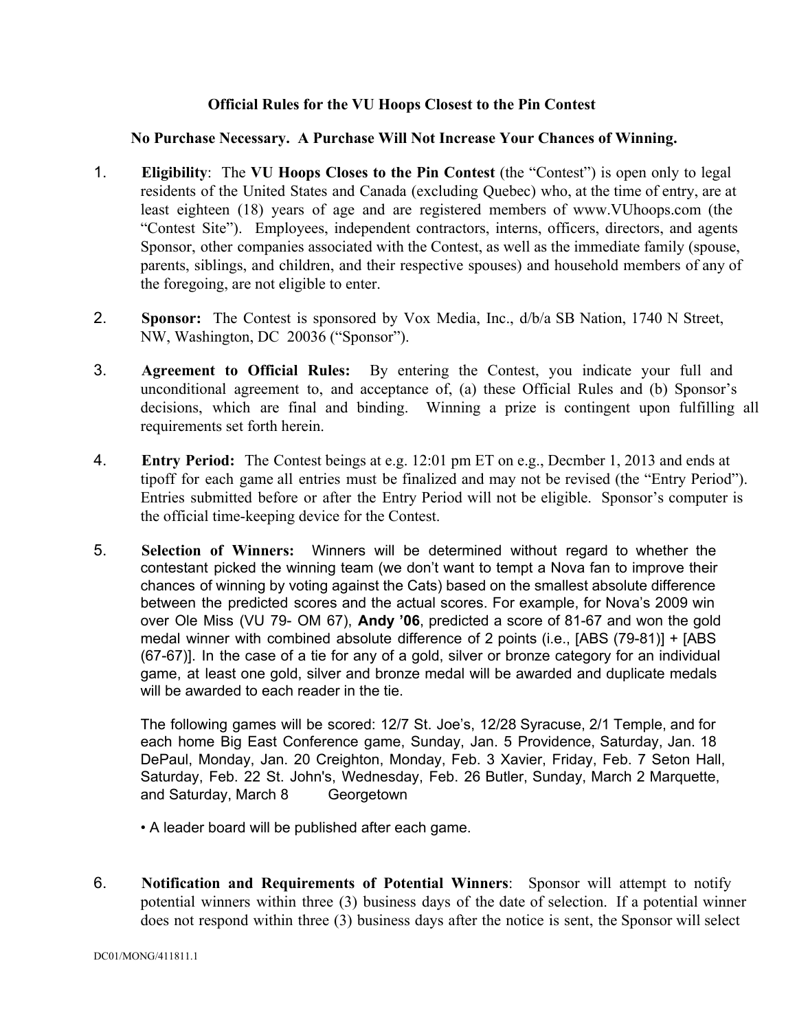**Official Rules for the VU Hoops Closest to the Pin Contest**

**No Purchase Necessary. A Purchase Will Not Increase Your Chances of Winning.**

1. **Eligibility**: The **VU Hoops Closes to the Pin Contest** (the "Contest") is open only to legal residents of the United States and Canada (excluding Quebec) who, at the time of entry, are at least eighteen (18) years of age and are registered members of www.VUhoops.com (the "Contest Site"). Employees, independent contractors, interns, officers, directors, and agents Sponsor, other companies associated with the Contest, as well as the immediate family (spouse, parents, siblings, and children, and their respective spouses) and household members of any of the foregoing, are not eligible to enter.

2. **Sponsor:** The Contest is sponsored by Vox Media, Inc., d/b/a SB Nation, 1740 N Street, NW, Washington, DC 20036 ("Sponsor").

3. **Agreement to Official Rules:** By entering the Contest, you indicate your full and unconditional agreement to, and acceptance of, (a) these Official Rules and (b) Sponsor's decisions, which are final and binding. Winning a prize is contingent upon fulfilling all requirements set forth herein.

4. **Entry Period:** The Contest beings at e.g. 12:01 pm ET on e.g., Decmber 1, 2013 and ends at tipoff for each game all entries must be finalized and may not be revised (the "Entry Period"). Entries submitted before or after the Entry Period will not be eligible. Sponsor's computer is the official time-keeping device for the Contest.

5. **Selection of Winners:** Winners will be determined without regard to whether the contestant picked the winning team (we don't want to tempt a Nova fan to improve their chances of winning by voting against the Cats) based on the smallest absolute difference between the predicted scores and the actual scores. For example, for Nova's 2009 win over Ole Miss (VU 79- OM 67), **Andy '06**, predicted a score of 81-67 and won the gold medal winner with combined absolute difference of 2 points (i.e., [ABS (79-81)] + [ABS (67-67)]. In the case of a tie for any of a gold, silver or bronze category for an individual game, at least one gold, silver and bronze medal will be awarded and duplicate medals will be awarded to each reader in the tie.

   The following games will be scored: 12/7 St. Joe's, 12/28 Syracuse, 2/1 Temple, and for each home Big East Conference game, Sunday, Jan. 5 Providence, Saturday, Jan. 18 DePaul, Monday, Jan. 20 Creighton, Monday, Feb. 3 Xavier, Friday, Feb. 7 Seton Hall, Saturday, Feb. 22 St. John's, Wednesday, Feb. 26 Butler, Sunday, March 2 Marquette, and Saturday, March 8 Georgetown

   • A leader board will be published after each game.

6. **Notification and Requirements of Potential Winners**: Sponsor will attempt to notify potential winners within three (3) business days of the date of selection. If a potential winner does not respond within three (3) business days after the notice is sent, the Sponsor will select

DC01/MONG/411811.1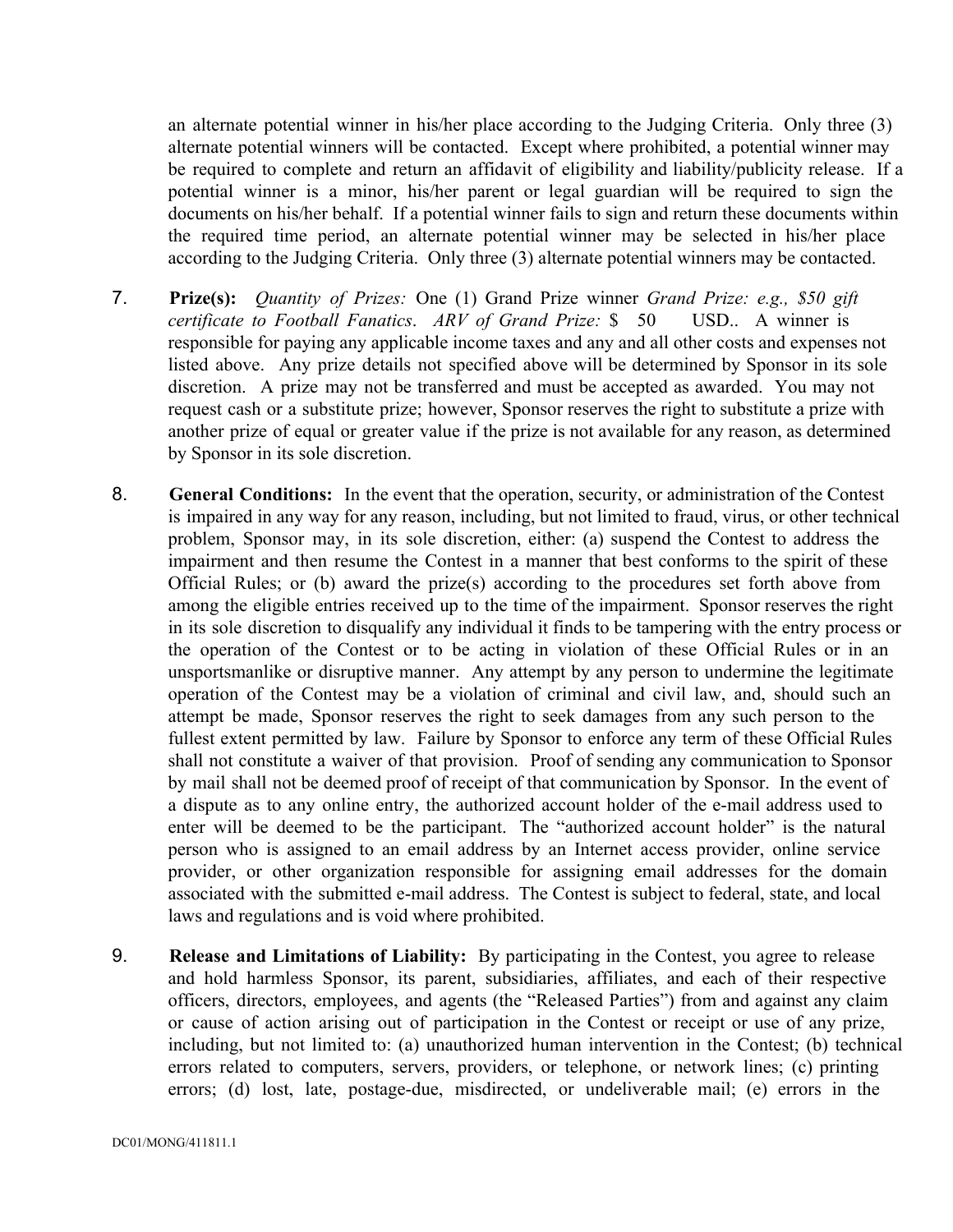an alternate potential winner in his/her place according to the Judging Criteria. Only three (3) alternate potential winners will be contacted. Except where prohibited, a potential winner may be required to complete and return an affidavit of eligibility and liability/publicity release. If a potential winner is a minor, his/her parent or legal guardian will be required to sign the documents on his/her behalf. If a potential winner fails to sign and return these documents within the required time period, an alternate potential winner may be selected in his/her place according to the Judging Criteria. Only three (3) alternate potential winners may be contacted.

7. **Prize(s):** *Quantity of Prizes:* One (1) Grand Prize winner *Grand Prize: e.g., $50 gift certificate to Football Fanatics*. *ARV of Grand Prize:* $ 50 USD.. A winner is responsible for paying any applicable income taxes and any and all other costs and expenses not listed above. Any prize details not specified above will be determined by Sponsor in its sole discretion. A prize may not be transferred and must be accepted as awarded. You may not request cash or a substitute prize; however, Sponsor reserves the right to substitute a prize with another prize of equal or greater value if the prize is not available for any reason, as determined by Sponsor in its sole discretion.

8. **General Conditions:** In the event that the operation, security, or administration of the Contest is impaired in any way for any reason, including, but not limited to fraud, virus, or other technical problem, Sponsor may, in its sole discretion, either: (a) suspend the Contest to address the impairment and then resume the Contest in a manner that best conforms to the spirit of these Official Rules; or (b) award the prize(s) according to the procedures set forth above from among the eligible entries received up to the time of the impairment. Sponsor reserves the right in its sole discretion to disqualify any individual it finds to be tampering with the entry process or the operation of the Contest or to be acting in violation of these Official Rules or in an unsportsmanlike or disruptive manner. Any attempt by any person to undermine the legitimate operation of the Contest may be a violation of criminal and civil law, and, should such an attempt be made, Sponsor reserves the right to seek damages from any such person to the fullest extent permitted by law. Failure by Sponsor to enforce any term of these Official Rules shall not constitute a waiver of that provision. Proof of sending any communication to Sponsor by mail shall not be deemed proof of receipt of that communication by Sponsor. In the event of a dispute as to any online entry, the authorized account holder of the e-mail address used to enter will be deemed to be the participant. The "authorized account holder" is the natural person who is assigned to an email address by an Internet access provider, online service provider, or other organization responsible for assigning email addresses for the domain associated with the submitted e-mail address. The Contest is subject to federal, state, and local laws and regulations and is void where prohibited.

9. **Release and Limitations of Liability:** By participating in the Contest, you agree to release and hold harmless Sponsor, its parent, subsidiaries, affiliates, and each of their respective officers, directors, employees, and agents (the "Released Parties") from and against any claim or cause of action arising out of participation in the Contest or receipt or use of any prize, including, but not limited to: (a) unauthorized human intervention in the Contest; (b) technical errors related to computers, servers, providers, or telephone, or network lines; (c) printing errors; (d) lost, late, postage-due, misdirected, or undeliverable mail; (e) errors in the

DC01/MONG/411811.1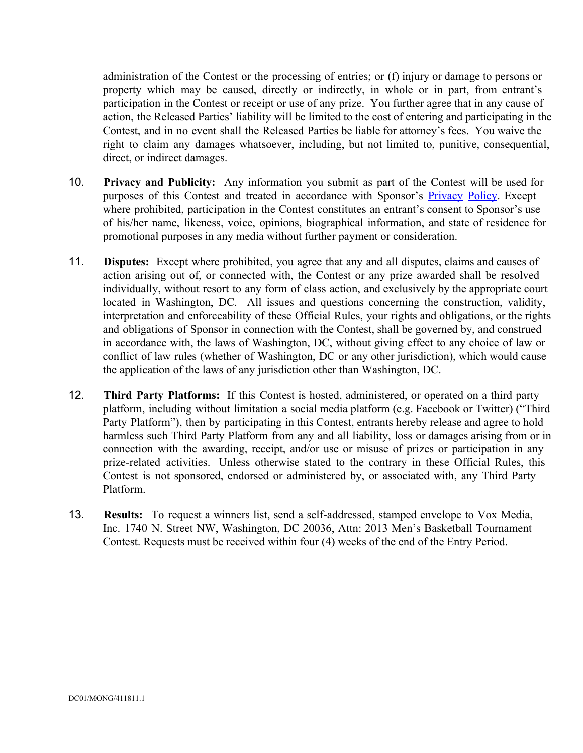administration of the Contest or the processing of entries; or (f) injury or damage to persons or property which may be caused, directly or indirectly, in whole or in part, from entrant's participation in the Contest or receipt or use of any prize. You further agree that in any cause of action, the Released Parties' liability will be limited to the cost of entering and participating in the Contest, and in no event shall the Released Parties be liable for attorney's fees. You waive the right to claim any damages whatsoever, including, but not limited to, punitive, consequential, direct, or indirect damages.

10. **Privacy and Publicity:** Any information you submit as part of the Contest will be used for purposes of this Contest and treated in accordance with Sponsor's Privacy Policy. Except where prohibited, participation in the Contest constitutes an entrant's consent to Sponsor's use of his/her name, likeness, voice, opinions, biographical information, and state of residence for promotional purposes in any media without further payment or consideration.

11. **Disputes:** Except where prohibited, you agree that any and all disputes, claims and causes of action arising out of, or connected with, the Contest or any prize awarded shall be resolved individually, without resort to any form of class action, and exclusively by the appropriate court located in Washington, DC. All issues and questions concerning the construction, validity, interpretation and enforceability of these Official Rules, your rights and obligations, or the rights and obligations of Sponsor in connection with the Contest, shall be governed by, and construed in accordance with, the laws of Washington, DC, without giving effect to any choice of law or conflict of law rules (whether of Washington, DC or any other jurisdiction), which would cause the application of the laws of any jurisdiction other than Washington, DC.

12. **Third Party Platforms:** If this Contest is hosted, administered, or operated on a third party platform, including without limitation a social media platform (e.g. Facebook or Twitter) ("Third Party Platform"), then by participating in this Contest, entrants hereby release and agree to hold harmless such Third Party Platform from any and all liability, loss or damages arising from or in connection with the awarding, receipt, and/or use or misuse of prizes or participation in any prize-related activities. Unless otherwise stated to the contrary in these Official Rules, this Contest is not sponsored, endorsed or administered by, or associated with, any Third Party Platform.

13. **Results:** To request a winners list, send a self-addressed, stamped envelope to Vox Media, Inc. 1740 N. Street NW, Washington, DC 20036, Attn: 2013 Men's Basketball Tournament Contest. Requests must be received within four (4) weeks of the end of the Entry Period.

DC01/MONG/411811.1